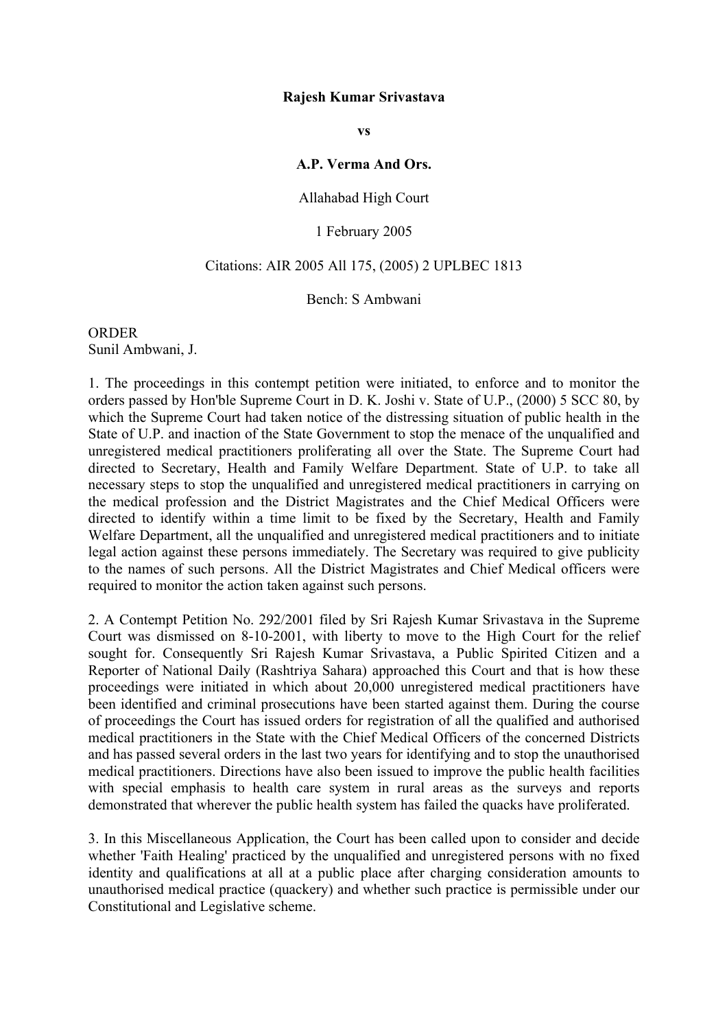**Rajesh Kumar Srivastava**

**vs**

**A.P. Verma And Ors.**

Allahabad High Court

1 February 2005

Citations: AIR 2005 All 175, (2005) 2 UPLBEC 1813

Bench: S Ambwani

ORDER
Sunil Ambwani, J.

1. The proceedings in this contempt petition were initiated, to enforce and to monitor the orders passed by Hon'ble Supreme Court in D. K. Joshi v. State of U.P., (2000) 5 SCC 80, by which the Supreme Court had taken notice of the distressing situation of public health in the State of U.P. and inaction of the State Government to stop the menace of the unqualified and unregistered medical practitioners proliferating all over the State. The Supreme Court had directed to Secretary, Health and Family Welfare Department. State of U.P. to take all necessary steps to stop the unqualified and unregistered medical practitioners in carrying on the medical profession and the District Magistrates and the Chief Medical Officers were directed to identify within a time limit to be fixed by the Secretary, Health and Family Welfare Department, all the unqualified and unregistered medical practitioners and to initiate legal action against these persons immediately. The Secretary was required to give publicity to the names of such persons. All the District Magistrates and Chief Medical officers were required to monitor the action taken against such persons.

2. A Contempt Petition No. 292/2001 filed by Sri Rajesh Kumar Srivastava in the Supreme Court was dismissed on 8-10-2001, with liberty to move to the High Court for the relief sought for. Consequently Sri Rajesh Kumar Srivastava, a Public Spirited Citizen and a Reporter of National Daily (Rashtriya Sahara) approached this Court and that is how these proceedings were initiated in which about 20,000 unregistered medical practitioners have been identified and criminal prosecutions have been started against them. During the course of proceedings the Court has issued orders for registration of all the qualified and authorised medical practitioners in the State with the Chief Medical Officers of the concerned Districts and has passed several orders in the last two years for identifying and to stop the unauthorised medical practitioners. Directions have also been issued to improve the public health facilities with special emphasis to health care system in rural areas as the surveys and reports demonstrated that wherever the public health system has failed the quacks have proliferated.

3. In this Miscellaneous Application, the Court has been called upon to consider and decide whether 'Faith Healing' practiced by the unqualified and unregistered persons with no fixed identity and qualifications at all at a public place after charging consideration amounts to unauthorised medical practice (quackery) and whether such practice is permissible under our Constitutional and Legislative scheme.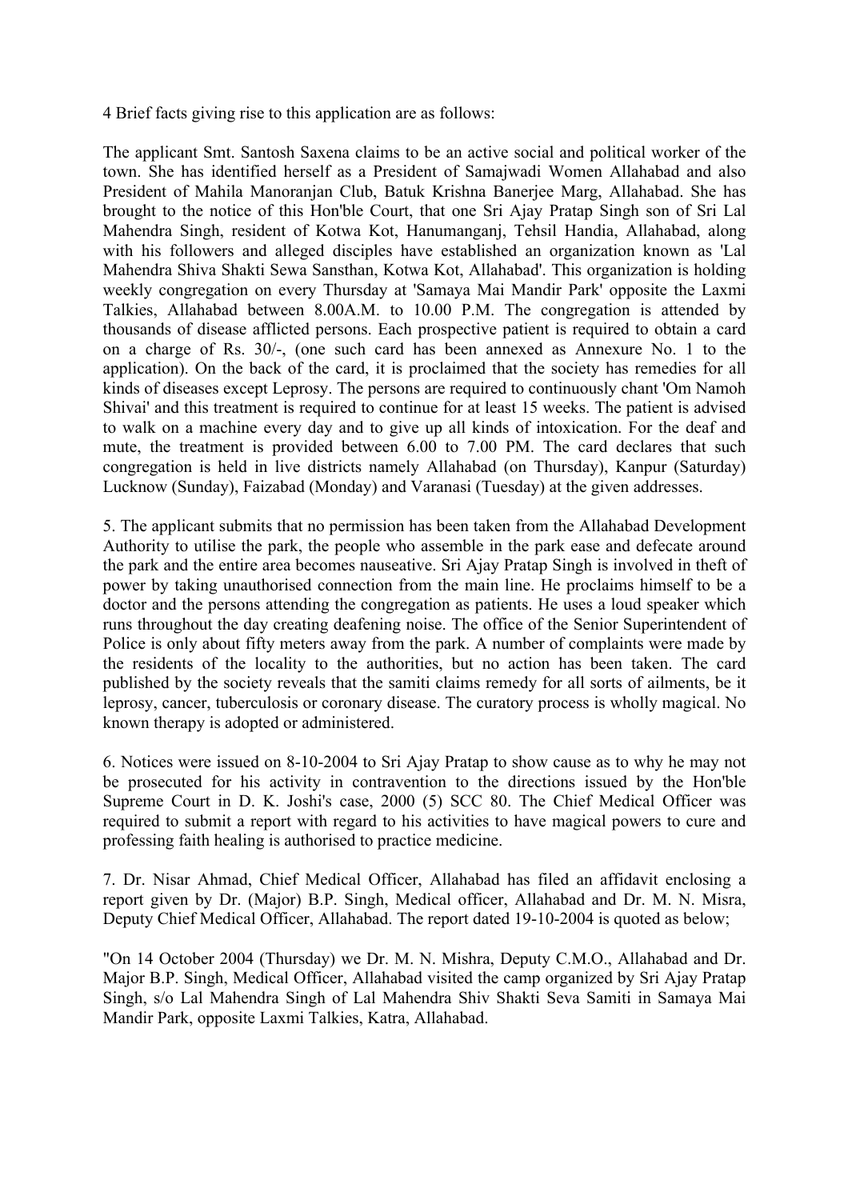4 Brief facts giving rise to this application are as follows:

The applicant Smt. Santosh Saxena claims to be an active social and political worker of the town. She has identified herself as a President of Samajwadi Women Allahabad and also President of Mahila Manoranjan Club, Batuk Krishna Banerjee Marg, Allahabad. She has brought to the notice of this Hon'ble Court, that one Sri Ajay Pratap Singh son of Sri Lal Mahendra Singh, resident of Kotwa Kot, Hanumanganj, Tehsil Handia, Allahabad, along with his followers and alleged disciples have established an organization known as 'Lal Mahendra Shiva Shakti Sewa Sansthan, Kotwa Kot, Allahabad'. This organization is holding weekly congregation on every Thursday at 'Samaya Mai Mandir Park' opposite the Laxmi Talkies, Allahabad between 8.00A.M. to 10.00 P.M. The congregation is attended by thousands of disease afflicted persons. Each prospective patient is required to obtain a card on a charge of Rs. 30/-, (one such card has been annexed as Annexure No. 1 to the application). On the back of the card, it is proclaimed that the society has remedies for all kinds of diseases except Leprosy. The persons are required to continuously chant 'Om Namoh Shivai' and this treatment is required to continue for at least 15 weeks. The patient is advised to walk on a machine every day and to give up all kinds of intoxication. For the deaf and mute, the treatment is provided between 6.00 to 7.00 PM. The card declares that such congregation is held in live districts namely Allahabad (on Thursday), Kanpur (Saturday) Lucknow (Sunday), Faizabad (Monday) and Varanasi (Tuesday) at the given addresses.

5. The applicant submits that no permission has been taken from the Allahabad Development Authority to utilise the park, the people who assemble in the park ease and defecate around the park and the entire area becomes nauseative. Sri Ajay Pratap Singh is involved in theft of power by taking unauthorised connection from the main line. He proclaims himself to be a doctor and the persons attending the congregation as patients. He uses a loud speaker which runs throughout the day creating deafening noise. The office of the Senior Superintendent of Police is only about fifty meters away from the park. A number of complaints were made by the residents of the locality to the authorities, but no action has been taken. The card published by the society reveals that the samiti claims remedy for all sorts of ailments, be it leprosy, cancer, tuberculosis or coronary disease. The curatory process is wholly magical. No known therapy is adopted or administered.

6. Notices were issued on 8-10-2004 to Sri Ajay Pratap to show cause as to why he may not be prosecuted for his activity in contravention to the directions issued by the Hon'ble Supreme Court in D. K. Joshi's case, 2000 (5) SCC 80. The Chief Medical Officer was required to submit a report with regard to his activities to have magical powers to cure and professing faith healing is authorised to practice medicine.

7. Dr. Nisar Ahmad, Chief Medical Officer, Allahabad has filed an affidavit enclosing a report given by Dr. (Major) B.P. Singh, Medical officer, Allahabad and Dr. M. N. Misra, Deputy Chief Medical Officer, Allahabad. The report dated 19-10-2004 is quoted as below;

"On 14 October 2004 (Thursday) we Dr. M. N. Mishra, Deputy C.M.O., Allahabad and Dr. Major B.P. Singh, Medical Officer, Allahabad visited the camp organized by Sri Ajay Pratap Singh, s/o Lal Mahendra Singh of Lal Mahendra Shiv Shakti Seva Samiti in Samaya Mai Mandir Park, opposite Laxmi Talkies, Katra, Allahabad.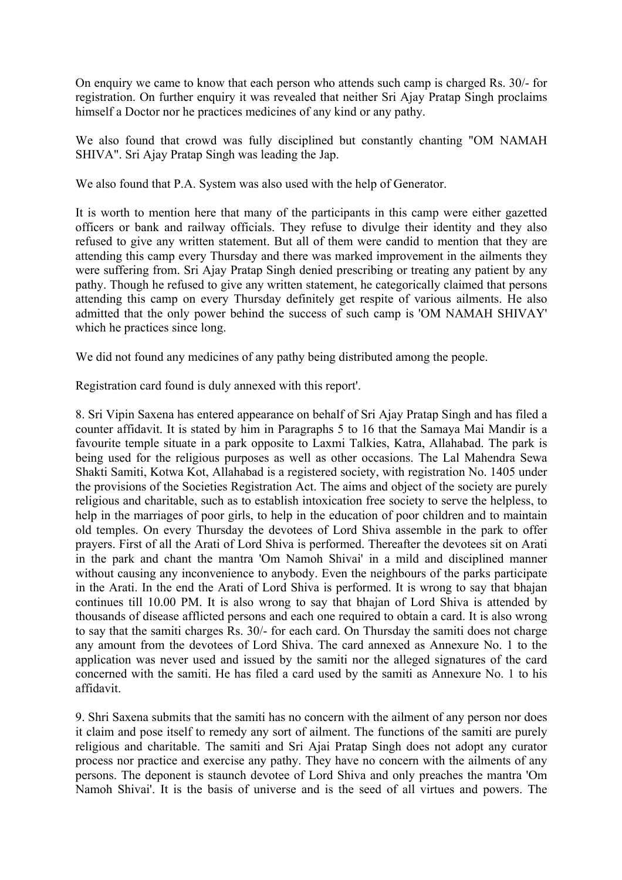On enquiry we came to know that each person who attends such camp is charged Rs. 30/- for registration. On further enquiry it was revealed that neither Sri Ajay Pratap Singh proclaims himself a Doctor nor he practices medicines of any kind or any pathy.

We also found that crowd was fully disciplined but constantly chanting "OM NAMAH SHIVA". Sri Ajay Pratap Singh was leading the Jap.

We also found that P.A. System was also used with the help of Generator.

It is worth to mention here that many of the participants in this camp were either gazetted officers or bank and railway officials. They refuse to divulge their identity and they also refused to give any written statement. But all of them were candid to mention that they are attending this camp every Thursday and there was marked improvement in the ailments they were suffering from. Sri Ajay Pratap Singh denied prescribing or treating any patient by any pathy. Though he refused to give any written statement, he categorically claimed that persons attending this camp on every Thursday definitely get respite of various ailments. He also admitted that the only power behind the success of such camp is 'OM NAMAH SHIVAY' which he practices since long.

We did not found any medicines of any pathy being distributed among the people.

Registration card found is duly annexed with this report'.

8. Sri Vipin Saxena has entered appearance on behalf of Sri Ajay Pratap Singh and has filed a counter affidavit. It is stated by him in Paragraphs 5 to 16 that the Samaya Mai Mandir is a favourite temple situate in a park opposite to Laxmi Talkies, Katra, Allahabad. The park is being used for the religious purposes as well as other occasions. The Lal Mahendra Sewa Shakti Samiti, Kotwa Kot, Allahabad is a registered society, with registration No. 1405 under the provisions of the Societies Registration Act. The aims and object of the society are purely religious and charitable, such as to establish intoxication free society to serve the helpless, to help in the marriages of poor girls, to help in the education of poor children and to maintain old temples. On every Thursday the devotees of Lord Shiva assemble in the park to offer prayers. First of all the Arati of Lord Shiva is performed. Thereafter the devotees sit on Arati in the park and chant the mantra 'Om Namoh Shivai' in a mild and disciplined manner without causing any inconvenience to anybody. Even the neighbours of the parks participate in the Arati. In the end the Arati of Lord Shiva is performed. It is wrong to say that bhajan continues till 10.00 PM. It is also wrong to say that bhajan of Lord Shiva is attended by thousands of disease afflicted persons and each one required to obtain a card. It is also wrong to say that the samiti charges Rs. 30/- for each card. On Thursday the samiti does not charge any amount from the devotees of Lord Shiva. The card annexed as Annexure No. 1 to the application was never used and issued by the samiti nor the alleged signatures of the card concerned with the samiti. He has filed a card used by the samiti as Annexure No. 1 to his affidavit.

9. Shri Saxena submits that the samiti has no concern with the ailment of any person nor does it claim and pose itself to remedy any sort of ailment. The functions of the samiti are purely religious and charitable. The samiti and Sri Ajai Pratap Singh does not adopt any curator process nor practice and exercise any pathy. They have no concern with the ailments of any persons. The deponent is staunch devotee of Lord Shiva and only preaches the mantra 'Om Namoh Shivai'. It is the basis of universe and is the seed of all virtues and powers. The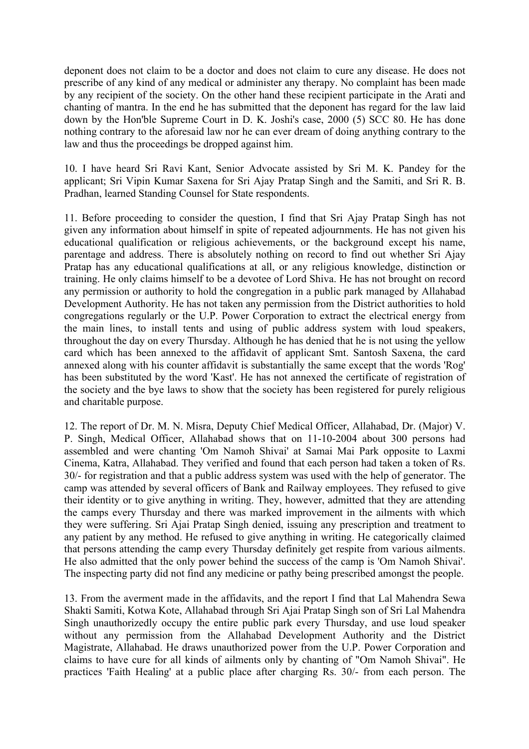deponent does not claim to be a doctor and does not claim to cure any disease. He does not prescribe of any kind of any medical or administer any therapy. No complaint has been made by any recipient of the society. On the other hand these recipient participate in the Arati and chanting of mantra. In the end he has submitted that the deponent has regard for the law laid down by the Hon'ble Supreme Court in D. K. Joshi's case, 2000 (5) SCC 80. He has done nothing contrary to the aforesaid law nor he can ever dream of doing anything contrary to the law and thus the proceedings be dropped against him.

10. I have heard Sri Ravi Kant, Senior Advocate assisted by Sri M. K. Pandey for the applicant; Sri Vipin Kumar Saxena for Sri Ajay Pratap Singh and the Samiti, and Sri R. B. Pradhan, learned Standing Counsel for State respondents.

11. Before proceeding to consider the question, I find that Sri Ajay Pratap Singh has not given any information about himself in spite of repeated adjournments. He has not given his educational qualification or religious achievements, or the background except his name, parentage and address. There is absolutely nothing on record to find out whether Sri Ajay Pratap has any educational qualifications at all, or any religious knowledge, distinction or training. He only claims himself to be a devotee of Lord Shiva. He has not brought on record any permission or authority to hold the congregation in a public park managed by Allahabad Development Authority. He has not taken any permission from the District authorities to hold congregations regularly or the U.P. Power Corporation to extract the electrical energy from the main lines, to install tents and using of public address system with loud speakers, throughout the day on every Thursday. Although he has denied that he is not using the yellow card which has been annexed to the affidavit of applicant Smt. Santosh Saxena, the card annexed along with his counter affidavit is substantially the same except that the words 'Rog' has been substituted by the word 'Kast'. He has not annexed the certificate of registration of the society and the bye laws to show that the society has been registered for purely religious and charitable purpose.

12. The report of Dr. M. N. Misra, Deputy Chief Medical Officer, Allahabad, Dr. (Major) V. P. Singh, Medical Officer, Allahabad shows that on 11-10-2004 about 300 persons had assembled and were chanting 'Om Namoh Shivai' at Samai Mai Park opposite to Laxmi Cinema, Katra, Allahabad. They verified and found that each person had taken a token of Rs. 30/- for registration and that a public address system was used with the help of generator. The camp was attended by several officers of Bank and Railway employees. They refused to give their identity or to give anything in writing. They, however, admitted that they are attending the camps every Thursday and there was marked improvement in the ailments with which they were suffering. Sri Ajai Pratap Singh denied, issuing any prescription and treatment to any patient by any method. He refused to give anything in writing. He categorically claimed that persons attending the camp every Thursday definitely get respite from various ailments. He also admitted that the only power behind the success of the camp is 'Om Namoh Shivai'. The inspecting party did not find any medicine or pathy being prescribed amongst the people.

13. From the averment made in the affidavits, and the report I find that Lal Mahendra Sewa Shakti Samiti, Kotwa Kote, Allahabad through Sri Ajai Pratap Singh son of Sri Lal Mahendra Singh unauthorizedly occupy the entire public park every Thursday, and use loud speaker without any permission from the Allahabad Development Authority and the District Magistrate, Allahabad. He draws unauthorized power from the U.P. Power Corporation and claims to have cure for all kinds of ailments only by chanting of "Om Namoh Shivai". He practices 'Faith Healing' at a public place after charging Rs. 30/- from each person. The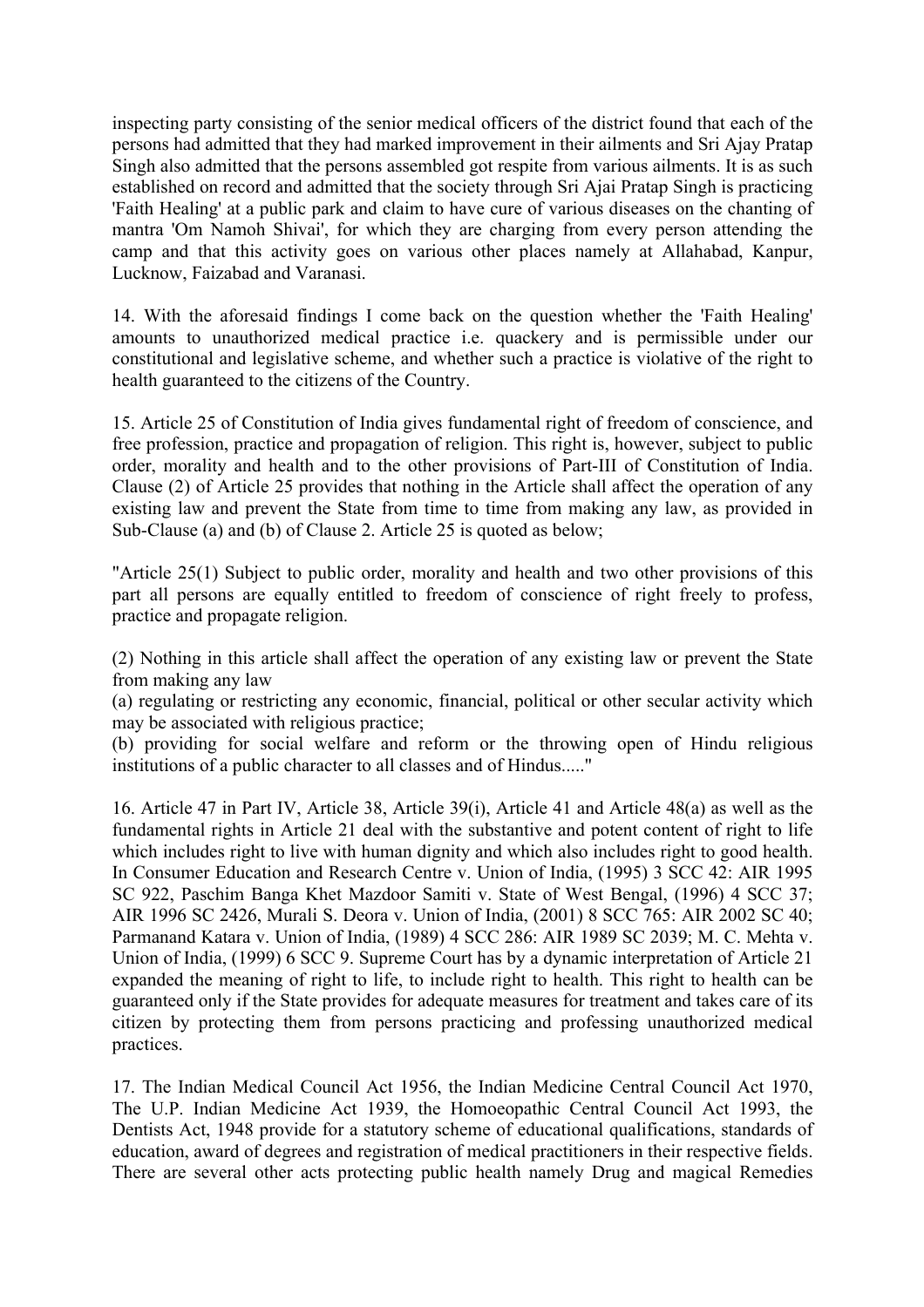inspecting party consisting of the senior medical officers of the district found that each of the persons had admitted that they had marked improvement in their ailments and Sri Ajay Pratap Singh also admitted that the persons assembled got respite from various ailments. It is as such established on record and admitted that the society through Sri Ajai Pratap Singh is practicing 'Faith Healing' at a public park and claim to have cure of various diseases on the chanting of mantra 'Om Namoh Shivai', for which they are charging from every person attending the camp and that this activity goes on various other places namely at Allahabad, Kanpur, Lucknow, Faizabad and Varanasi.

14. With the aforesaid findings I come back on the question whether the 'Faith Healing' amounts to unauthorized medical practice i.e. quackery and is permissible under our constitutional and legislative scheme, and whether such a practice is violative of the right to health guaranteed to the citizens of the Country.

15. Article 25 of Constitution of India gives fundamental right of freedom of conscience, and free profession, practice and propagation of religion. This right is, however, subject to public order, morality and health and to the other provisions of Part-III of Constitution of India. Clause (2) of Article 25 provides that nothing in the Article shall affect the operation of any existing law and prevent the State from time to time from making any law, as provided in Sub-Clause (a) and (b) of Clause 2. Article 25 is quoted as below;

"Article 25(1) Subject to public order, morality and health and two other provisions of this part all persons are equally entitled to freedom of conscience of right freely to profess, practice and propagate religion.

(2) Nothing in this article shall affect the operation of any existing law or prevent the State from making any law
(a) regulating or restricting any economic, financial, political or other secular activity which may be associated with religious practice;
(b) providing for social welfare and reform or the throwing open of Hindu religious institutions of a public character to all classes and of Hindus....."

16. Article 47 in Part IV, Article 38, Article 39(i), Article 41 and Article 48(a) as well as the fundamental rights in Article 21 deal with the substantive and potent content of right to life which includes right to live with human dignity and which also includes right to good health. In Consumer Education and Research Centre v. Union of India, (1995) 3 SCC 42: AIR 1995 SC 922, Paschim Banga Khet Mazdoor Samiti v. State of West Bengal, (1996) 4 SCC 37; AIR 1996 SC 2426, Murali S. Deora v. Union of India, (2001) 8 SCC 765: AIR 2002 SC 40; Parmanand Katara v. Union of India, (1989) 4 SCC 286: AIR 1989 SC 2039; M. C. Mehta v. Union of India, (1999) 6 SCC 9. Supreme Court has by a dynamic interpretation of Article 21 expanded the meaning of right to life, to include right to health. This right to health can be guaranteed only if the State provides for adequate measures for treatment and takes care of its citizen by protecting them from persons practicing and professing unauthorized medical practices.

17. The Indian Medical Council Act 1956, the Indian Medicine Central Council Act 1970, The U.P. Indian Medicine Act 1939, the Homoeopathic Central Council Act 1993, the Dentists Act, 1948 provide for a statutory scheme of educational qualifications, standards of education, award of degrees and registration of medical practitioners in their respective fields. There are several other acts protecting public health namely Drug and magical Remedies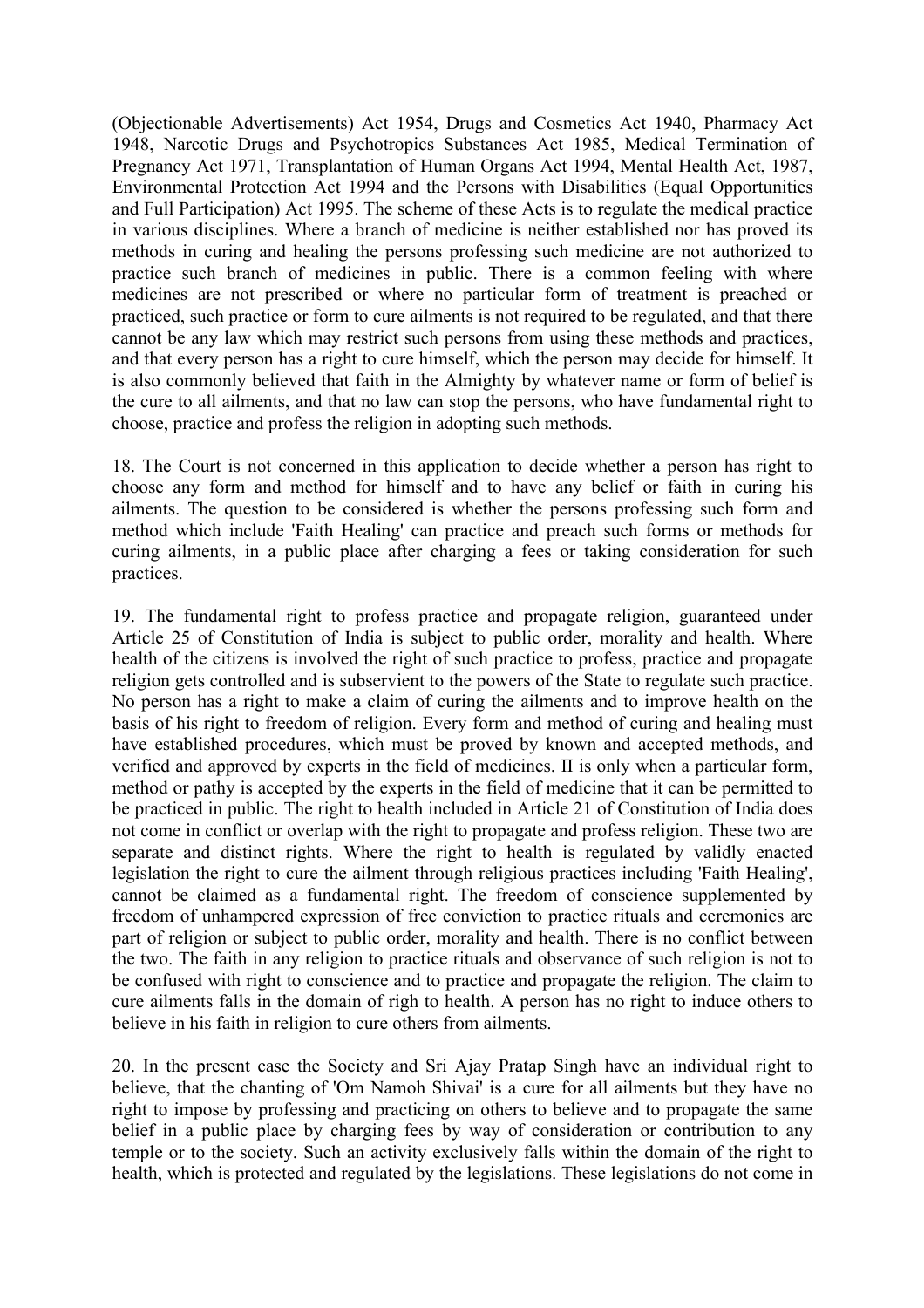(Objectionable Advertisements) Act 1954, Drugs and Cosmetics Act 1940, Pharmacy Act 1948, Narcotic Drugs and Psychotropics Substances Act 1985, Medical Termination of Pregnancy Act 1971, Transplantation of Human Organs Act 1994, Mental Health Act, 1987, Environmental Protection Act 1994 and the Persons with Disabilities (Equal Opportunities and Full Participation) Act 1995. The scheme of these Acts is to regulate the medical practice in various disciplines. Where a branch of medicine is neither established nor has proved its methods in curing and healing the persons professing such medicine are not authorized to practice such branch of medicines in public. There is a common feeling with where medicines are not prescribed or where no particular form of treatment is preached or practiced, such practice or form to cure ailments is not required to be regulated, and that there cannot be any law which may restrict such persons from using these methods and practices, and that every person has a right to cure himself, which the person may decide for himself. It is also commonly believed that faith in the Almighty by whatever name or form of belief is the cure to all ailments, and that no law can stop the persons, who have fundamental right to choose, practice and profess the religion in adopting such methods.

18. The Court is not concerned in this application to decide whether a person has right to choose any form and method for himself and to have any belief or faith in curing his ailments. The question to be considered is whether the persons professing such form and method which include 'Faith Healing' can practice and preach such forms or methods for curing ailments, in a public place after charging a fees or taking consideration for such practices.

19. The fundamental right to profess practice and propagate religion, guaranteed under Article 25 of Constitution of India is subject to public order, morality and health. Where health of the citizens is involved the right of such practice to profess, practice and propagate religion gets controlled and is subservient to the powers of the State to regulate such practice. No person has a right to make a claim of curing the ailments and to improve health on the basis of his right to freedom of religion. Every form and method of curing and healing must have established procedures, which must be proved by known and accepted methods, and verified and approved by experts in the field of medicines. II is only when a particular form, method or pathy is accepted by the experts in the field of medicine that it can be permitted to be practiced in public. The right to health included in Article 21 of Constitution of India does not come in conflict or overlap with the right to propagate and profess religion. These two are separate and distinct rights. Where the right to health is regulated by validly enacted legislation the right to cure the ailment through religious practices including 'Faith Healing', cannot be claimed as a fundamental right. The freedom of conscience supplemented by freedom of unhampered expression of free conviction to practice rituals and ceremonies are part of religion or subject to public order, morality and health. There is no conflict between the two. The faith in any religion to practice rituals and observance of such religion is not to be confused with right to conscience and to practice and propagate the religion. The claim to cure ailments falls in the domain of righ to health. A person has no right to induce others to believe in his faith in religion to cure others from ailments.

20. In the present case the Society and Sri Ajay Pratap Singh have an individual right to believe, that the chanting of 'Om Namoh Shivai' is a cure for all ailments but they have no right to impose by professing and practicing on others to believe and to propagate the same belief in a public place by charging fees by way of consideration or contribution to any temple or to the society. Such an activity exclusively falls within the domain of the right to health, which is protected and regulated by the legislations. These legislations do not come in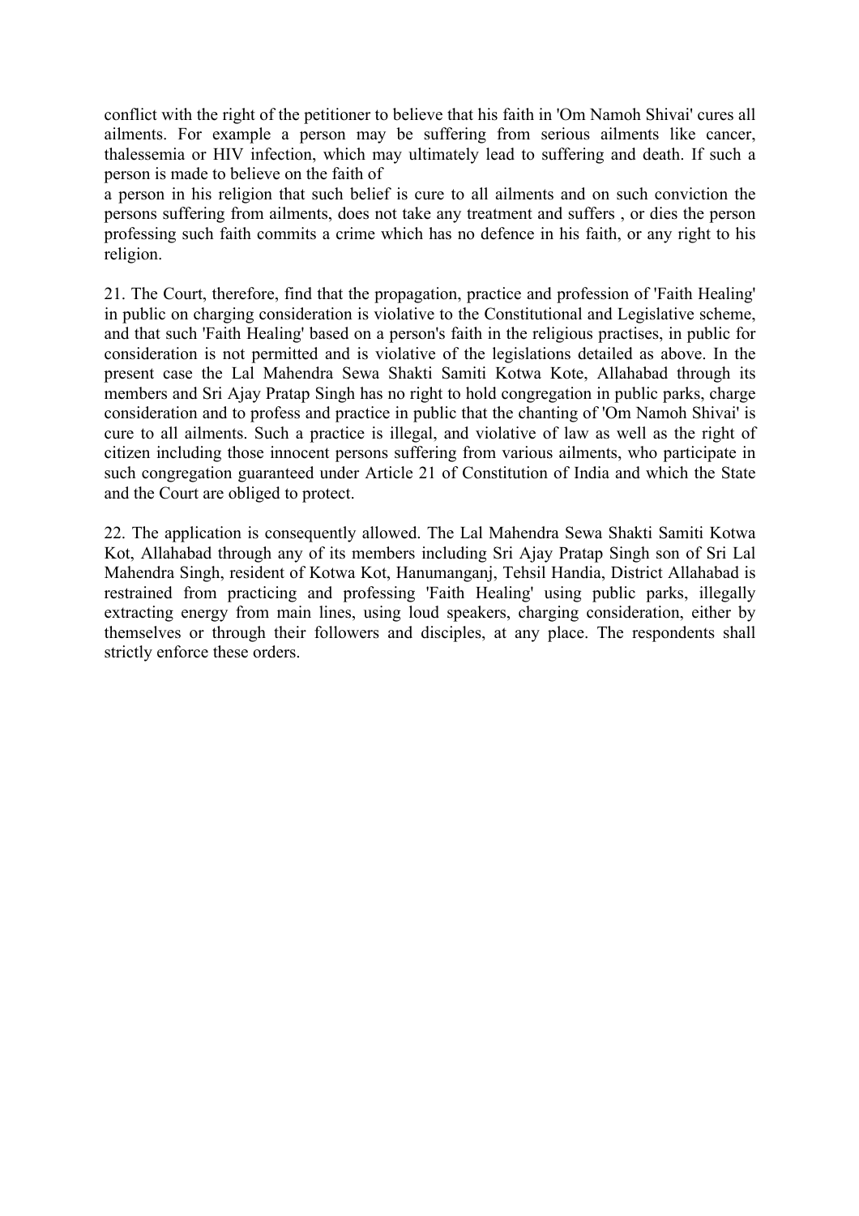conflict with the right of the petitioner to believe that his faith in 'Om Namoh Shivai' cures all ailments. For example a person may be suffering from serious ailments like cancer, thalessemia or HIV infection, which may ultimately lead to suffering and death. If such a person is made to believe on the faith of

a person in his religion that such belief is cure to all ailments and on such conviction the persons suffering from ailments, does not take any treatment and suffers , or dies the person professing such faith commits a crime which has no defence in his faith, or any right to his religion.

21. The Court, therefore, find that the propagation, practice and profession of 'Faith Healing' in public on charging consideration is violative to the Constitutional and Legislative scheme, and that such 'Faith Healing' based on a person's faith in the religious practises, in public for consideration is not permitted and is violative of the legislations detailed as above. In the present case the Lal Mahendra Sewa Shakti Samiti Kotwa Kote, Allahabad through its members and Sri Ajay Pratap Singh has no right to hold congregation in public parks, charge consideration and to profess and practice in public that the chanting of 'Om Namoh Shivai' is cure to all ailments. Such a practice is illegal, and violative of law as well as the right of citizen including those innocent persons suffering from various ailments, who participate in such congregation guaranteed under Article 21 of Constitution of India and which the State and the Court are obliged to protect.

22. The application is consequently allowed. The Lal Mahendra Sewa Shakti Samiti Kotwa Kot, Allahabad through any of its members including Sri Ajay Pratap Singh son of Sri Lal Mahendra Singh, resident of Kotwa Kot, Hanumanganj, Tehsil Handia, District Allahabad is restrained from practicing and professing 'Faith Healing' using public parks, illegally extracting energy from main lines, using loud speakers, charging consideration, either by themselves or through their followers and disciples, at any place. The respondents shall strictly enforce these orders.